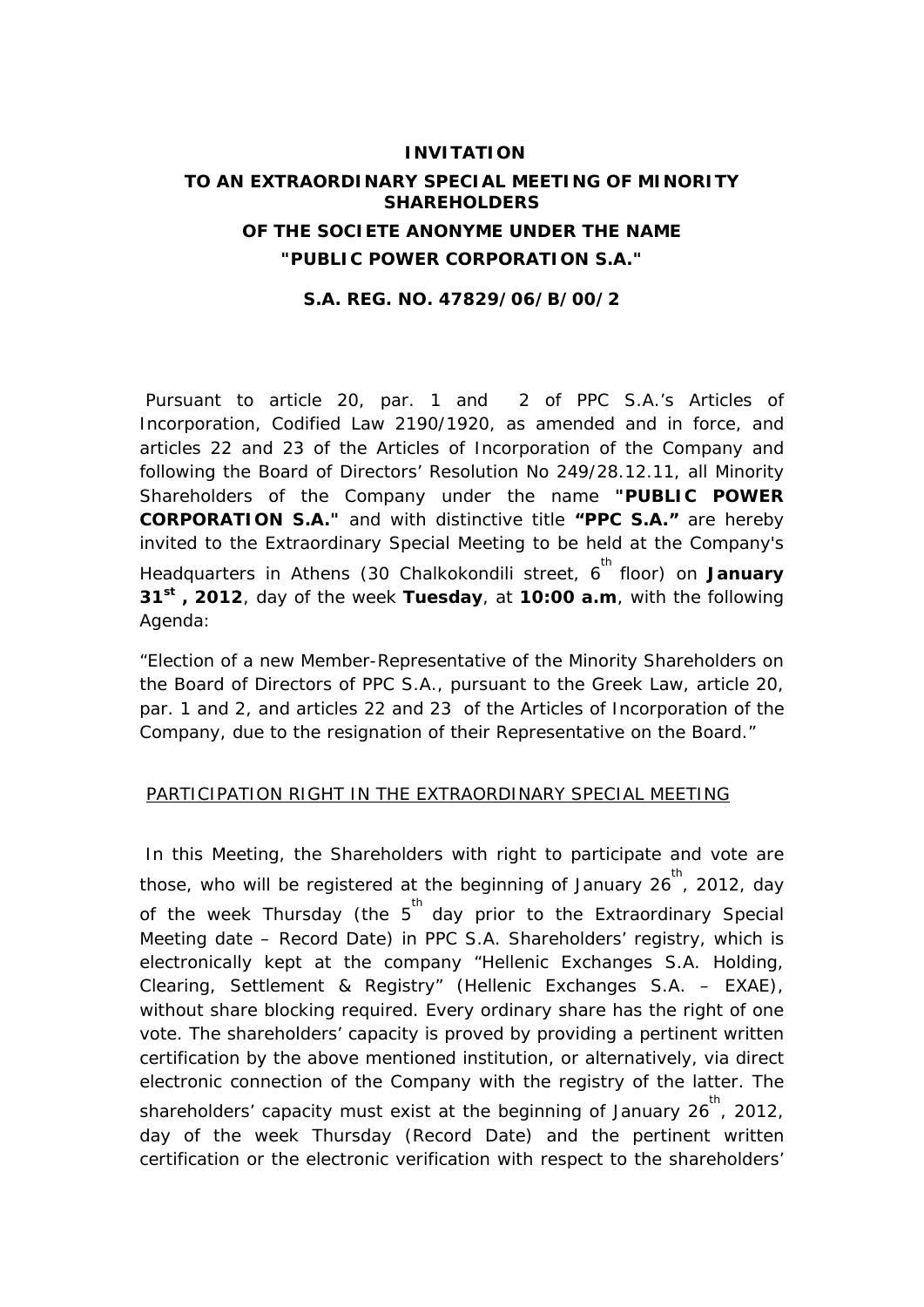# INVITATION

## TO AN EXTRAORDINARY SPECIAL MEETING OF MINORITY SHAREHOLDERS

## OF THE SOCIETE ANONYME UNDER THE NAME

## "PUBLIC POWER CORPORATION S.A."

### S.A. REG. NO. 47829/06/B/00/2

Pursuant to article 20, par. 1 and 2 of PPC S.A.'s Articles of Incorporation, Codified Law 2190/1920, as amended and in force, and articles 22 and 23 of the Articles of Incorporation of the Company and following the Board of Directors' Resolution No 249/28.12.11, all Minority Shareholders of the Company under the name **"PUBLIC POWER CORPORATION S.A."** and with distinctive title **"PPC S.A."** are hereby invited to the Extraordinary Special Meeting to be held at the Company's Headquarters in Athens (30 Chalkokondili street, 6th floor) on **January 31st, 2012**, day of the week **Tuesday**, at **10:00 a.m**, with the following Agenda:

"Election of a new Member-Representative of the Minority Shareholders on the Board of Directors of PPC S.A., pursuant to the Greek Law, article 20, par. 1 and 2, and articles 22 and 23 of the Articles of Incorporation of the Company, due to the resignation of their Representative on the Board."

PARTICIPATION RIGHT IN THE EXTRAORDINARY SPECIAL MEETING

In this Meeting, the Shareholders with right to participate and vote are those, who will be registered at the beginning of January 26th, 2012, day of the week Thursday (the 5th day prior to the Extraordinary Special Meeting date – Record Date) in PPC S.A. Shareholders' registry, which is electronically kept at the company "Hellenic Exchanges S.A. Holding, Clearing, Settlement & Registry" (Hellenic Exchanges S.A. – EXAE), without share blocking required. Every ordinary share has the right of one vote. The shareholders' capacity is proved by providing a pertinent written certification by the above mentioned institution, or alternatively, via direct electronic connection of the Company with the registry of the latter. The shareholders' capacity must exist at the beginning of January 26th, 2012, day of the week Thursday (Record Date) and the pertinent written certification or the electronic verification with respect to the shareholders'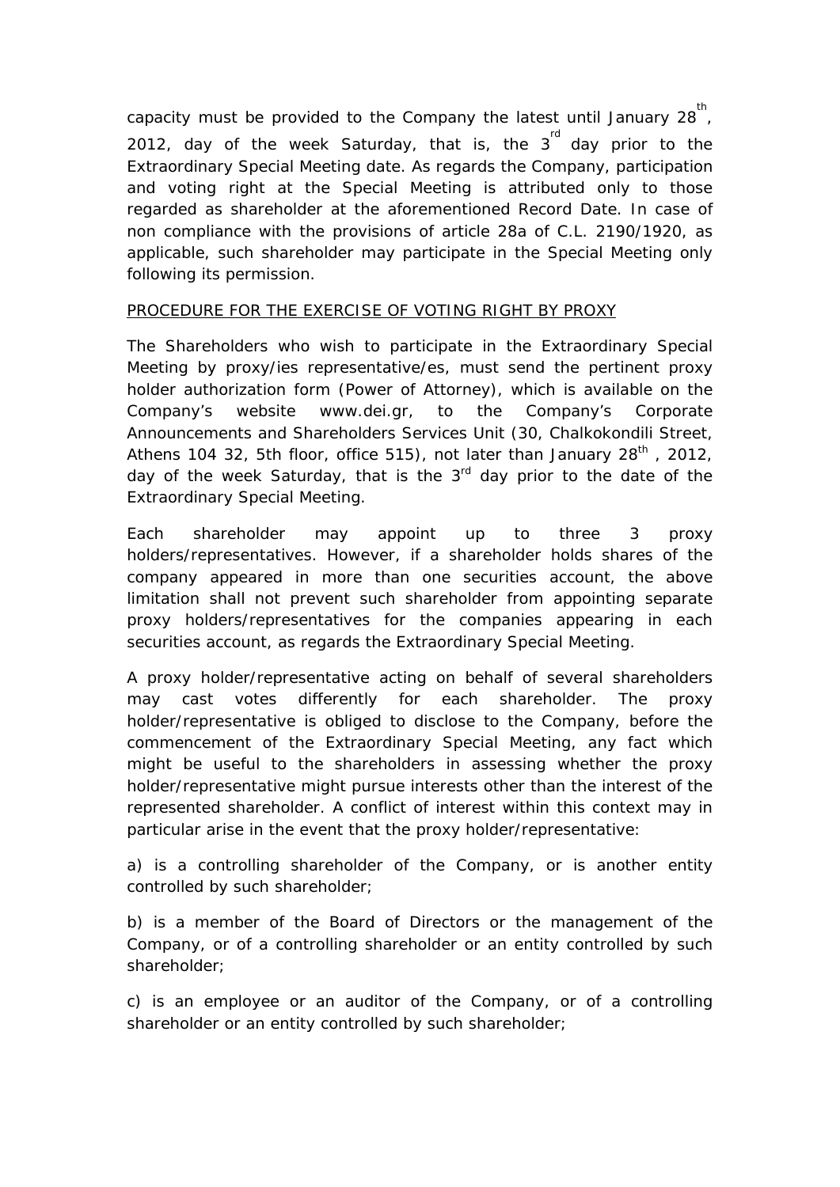capacity must be provided to the Company the latest until January 28th, 2012, day of the week Saturday, that is, the 3rd day prior to the Extraordinary Special Meeting date. As regards the Company, participation and voting right at the Special Meeting is attributed only to those regarded as shareholder at the aforementioned Record Date. In case of non compliance with the provisions of article 28a of C.L. 2190/1920, as applicable, such shareholder may participate in the Special Meeting only following its permission.

PROCEDURE FOR THE EXERCISE OF VOTING RIGHT BY PROXY

The Shareholders who wish to participate in the Extraordinary Special Meeting by proxy/ies representative/es, must send the pertinent proxy holder authorization form (Power of Attorney), which is available on the Company's website www.dei.gr, to the Company's Corporate Announcements and Shareholders Services Unit (30, Chalkokondili Street, Athens 104 32, 5th floor, office 515), not later than January 28th , 2012, day of the week Saturday, that is the 3rd day prior to the date of the Extraordinary Special Meeting.

Each shareholder may appoint up to three 3 proxy holders/representatives. However, if a shareholder holds shares of the company appeared in more than one securities account, the above limitation shall not prevent such shareholder from appointing separate proxy holders/representatives for the companies appearing in each securities account, as regards the Extraordinary Special Meeting.

A proxy holder/representative acting on behalf of several shareholders may cast votes differently for each shareholder. The proxy holder/representative is obliged to disclose to the Company, before the commencement of the Extraordinary Special Meeting, any fact which might be useful to the shareholders in assessing whether the proxy holder/representative might pursue interests other than the interest of the represented shareholder. A conflict of interest within this context may in particular arise in the event that the proxy holder/representative:

a) is a controlling shareholder of the Company, or is another entity controlled by such shareholder;

b) is a member of the Board of Directors or the management of the Company, or of a controlling shareholder or an entity controlled by such shareholder;

c) is an employee or an auditor of the Company, or of a controlling shareholder or an entity controlled by such shareholder;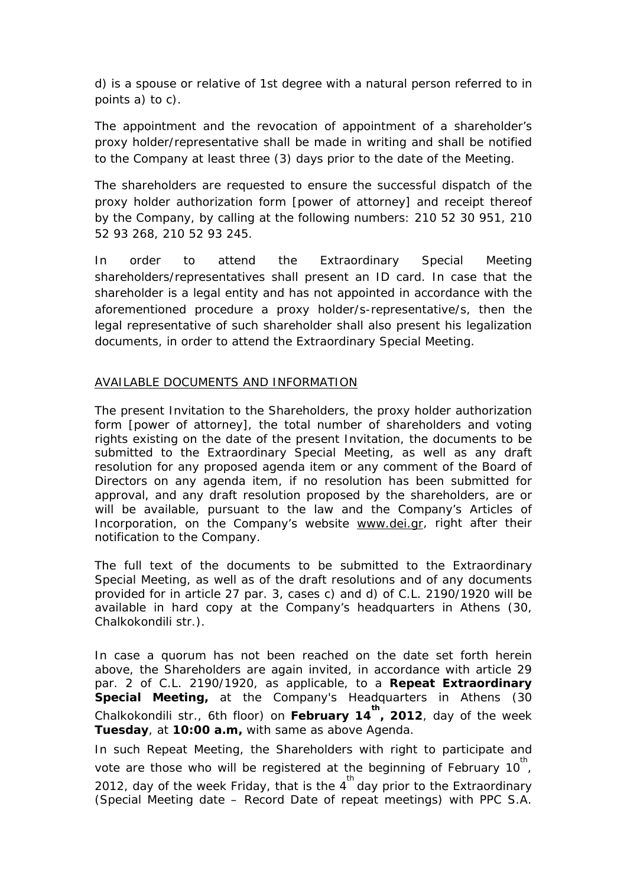d) is a spouse or relative of 1st degree with a natural person referred to in points a) to c).

The appointment and the revocation of appointment of a shareholder's proxy holder/representative shall be made in writing and shall be notified to the Company at least three (3) days prior to the date of the Meeting.

The shareholders are requested to ensure the successful dispatch of the proxy holder authorization form [power of attorney] and receipt thereof by the Company, by calling at the following numbers: 210 52 30 951, 210 52 93 268, 210 52 93 245.

In order to attend the Extraordinary Special Meeting shareholders/representatives shall present an ID card. In case that the shareholder is a legal entity and has not appointed in accordance with the aforementioned procedure a proxy holder/s-representative/s, then the legal representative of such shareholder shall also present his legalization documents, in order to attend the Extraordinary Special Meeting.

AVAILABLE DOCUMENTS AND INFORMATION

The present Invitation to the Shareholders, the proxy holder authorization form [power of attorney], the total number of shareholders and voting rights existing on the date of the present Invitation, the documents to be submitted to the Extraordinary Special Meeting, as well as any draft resolution for any proposed agenda item or any comment of the Board of Directors on any agenda item, if no resolution has been submitted for approval, and any draft resolution proposed by the shareholders, are or will be available, pursuant to the law and the Company's Articles of Incorporation, on the Company's website www.dei.gr, right after their notification to the Company.

The full text of the documents to be submitted to the Extraordinary Special Meeting, as well as of the draft resolutions and of any documents provided for in article 27 par. 3, cases c) and d) of C.L. 2190/1920 will be available in hard copy at the Company's headquarters in Athens (30, Chalkokondili str.).

In case a quorum has not been reached on the date set forth herein above, the Shareholders are again invited, in accordance with article 29 par. 2 of C.L. 2190/1920, as applicable, to a **Repeat Extraordinary Special Meeting,** at the Company's Headquarters in Athens (30 Chalkokondili str., 6th floor) on **February 14th, 2012**, day of the week **Tuesday**, at **10:00 a.m,** with same as above Agenda.

In such Repeat Meeting, the Shareholders with right to participate and vote are those who will be registered at the beginning of February 10th, 2012, day of the week Friday, that is the 4th day prior to the Extraordinary (Special Meeting date – Record Date of repeat meetings) with PPC S.A.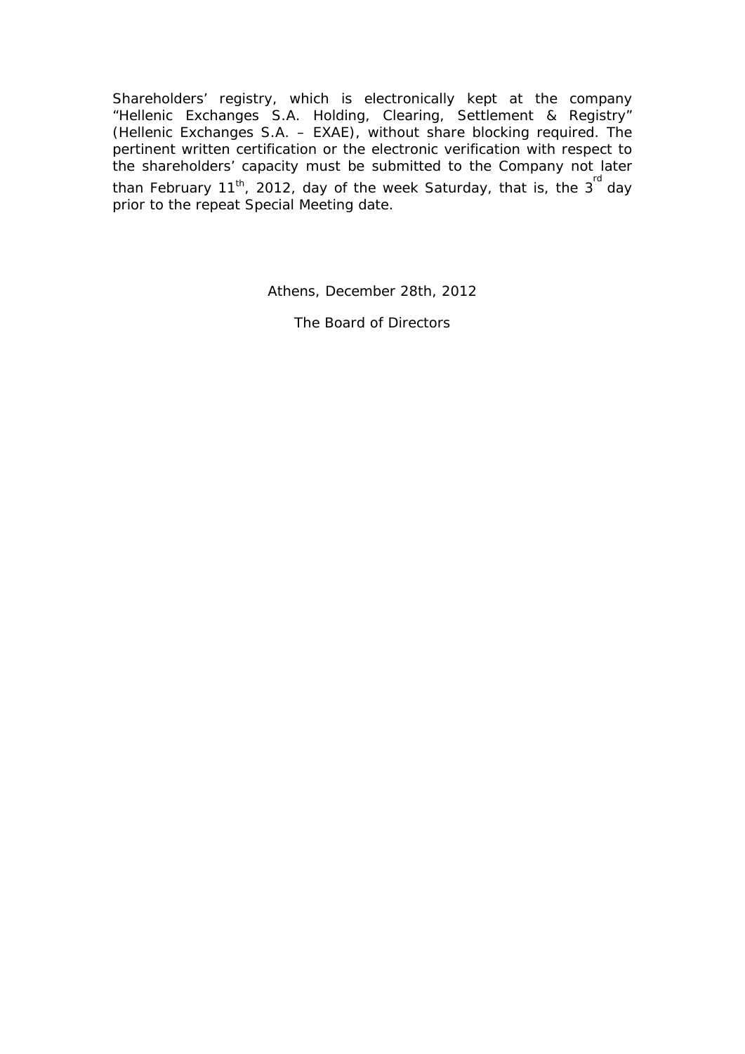Shareholders' registry, which is electronically kept at the company "Hellenic Exchanges S.A. Holding, Clearing, Settlement & Registry" (Hellenic Exchanges S.A. – EXAE), without share blocking required. The pertinent written certification or the electronic verification with respect to the shareholders' capacity must be submitted to the Company not later than February 11th, 2012, day of the week Saturday, that is, the 3rd day prior to the repeat Special Meeting date.

Athens, December 28th, 2012

The Board of Directors